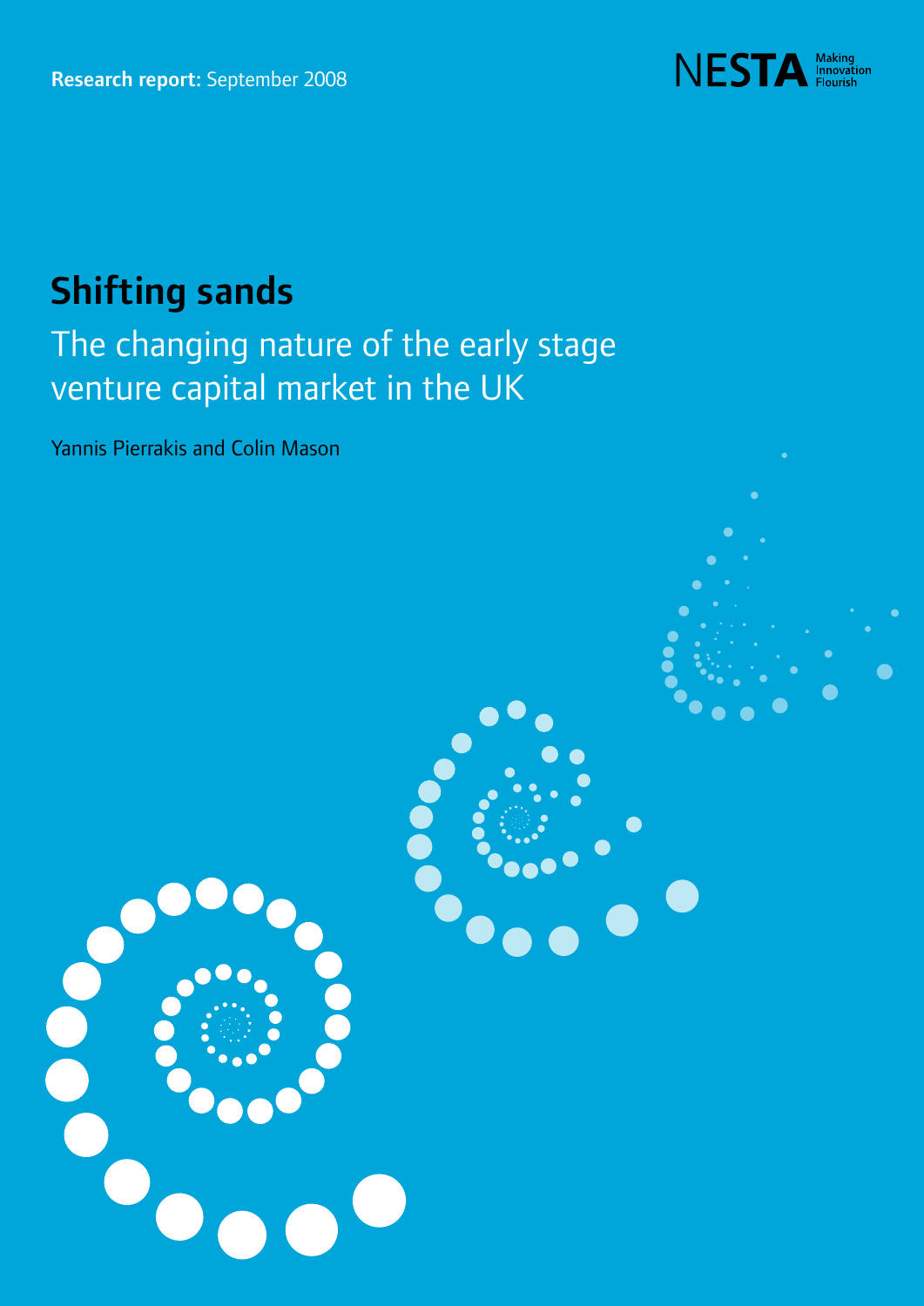**Research report:** September 2008

NESTA Making Innovation Flourish

# Shifting sands

## The changing nature of the early stage venture capital market in the UK

Yannis Pierrakis and Colin Mason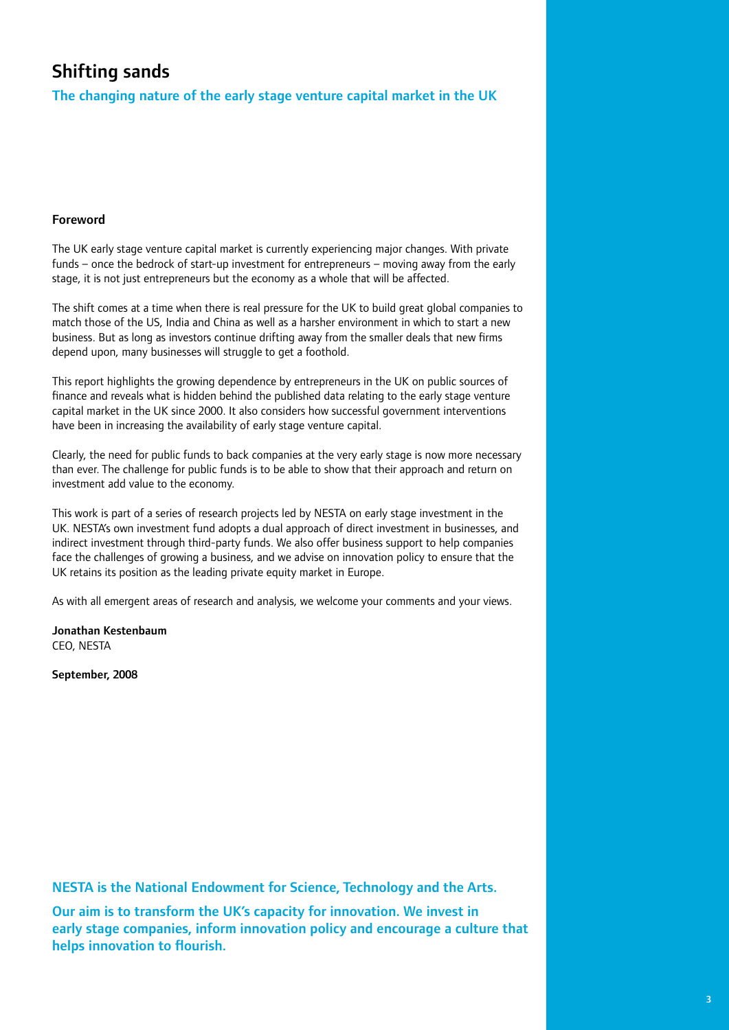# Shifting sands

## The changing nature of the early stage venture capital market in the UK

### Foreword

The UK early stage venture capital market is currently experiencing major changes. With private funds – once the bedrock of start-up investment for entrepreneurs – moving away from the early stage, it is not just entrepreneurs but the economy as a whole that will be affected.

The shift comes at a time when there is real pressure for the UK to build great global companies to match those of the US, India and China as well as a harsher environment in which to start a new business. But as long as investors continue drifting away from the smaller deals that new firms depend upon, many businesses will struggle to get a foothold.

This report highlights the growing dependence by entrepreneurs in the UK on public sources of finance and reveals what is hidden behind the published data relating to the early stage venture capital market in the UK since 2000. It also considers how successful government interventions have been in increasing the availability of early stage venture capital.

Clearly, the need for public funds to back companies at the very early stage is now more necessary than ever. The challenge for public funds is to be able to show that their approach and return on investment add value to the economy.

This work is part of a series of research projects led by NESTA on early stage investment in the UK. NESTA's own investment fund adopts a dual approach of direct investment in businesses, and indirect investment through third-party funds. We also offer business support to help companies face the challenges of growing a business, and we advise on innovation policy to ensure that the UK retains its position as the leading private equity market in Europe.

As with all emergent areas of research and analysis, we welcome your comments and your views.

**Jonathan Kestenbaum**
CEO, NESTA

**September, 2008**

**NESTA is the National Endowment for Science, Technology and the Arts.**

**Our aim is to transform the UK's capacity for innovation. We invest in early stage companies, inform innovation policy and encourage a culture that helps innovation to flourish.**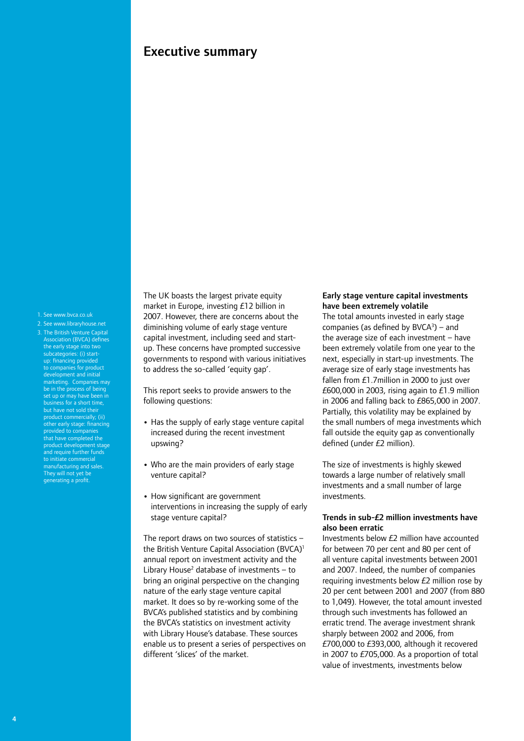# Executive summary

The UK boasts the largest private equity market in Europe, investing £12 billion in 2007. However, there are concerns about the diminishing volume of early stage venture capital investment, including seed and start-up. These concerns have prompted successive governments to respond with various initiatives to address the so-called 'equity gap'.

This report seeks to provide answers to the following questions:

- Has the supply of early stage venture capital increased during the recent investment upswing?
- Who are the main providers of early stage venture capital?
- How significant are government interventions in increasing the supply of early stage venture capital?

The report draws on two sources of statistics – the British Venture Capital Association (BVCA)[1] annual report on investment activity and the Library House[2] database of investments – to bring an original perspective on the changing nature of the early stage venture capital market. It does so by re-working some of the BVCA's published statistics and by combining the BVCA's statistics on investment activity with Library House's database. These sources enable us to present a series of perspectives on different 'slices' of the market.

**Early stage venture capital investments have been extremely volatile**

The total amounts invested in early stage companies (as defined by BVCA[3]) – and the average size of each investment – have been extremely volatile from one year to the next, especially in start-up investments. The average size of early stage investments has fallen from £1.7million in 2000 to just over £600,000 in 2003, rising again to £1.9 million in 2006 and falling back to £865,000 in 2007. Partially, this volatility may be explained by the small numbers of mega investments which fall outside the equity gap as conventionally defined (under £2 million).

The size of investments is highly skewed towards a large number of relatively small investments and a small number of large investments.

**Trends in sub-£2 million investments have also been erratic**

Investments below £2 million have accounted for between 70 per cent and 80 per cent of all venture capital investments between 2001 and 2007. Indeed, the number of companies requiring investments below £2 million rose by 20 per cent between 2001 and 2007 (from 880 to 1,049). However, the total amount invested through such investments has followed an erratic trend. The average investment shrank sharply between 2002 and 2006, from £700,000 to £393,000, although it recovered in 2007 to £705,000. As a proportion of total value of investments, investments below

1. See www.bvca.co.uk
2. See www.libraryhouse.net
3. The British Venture Capital Association (BVCA) defines the early stage into two subcategories: (i) start-up: financing provided to companies for product development and initial marketing. Companies may be in the process of being set up or may have been in business for a short time, but have not sold their product commercially; (ii) other early stage: financing provided to companies that have completed the product development stage and require further funds to initiate commercial manufacturing and sales. They will not yet be generating a profit.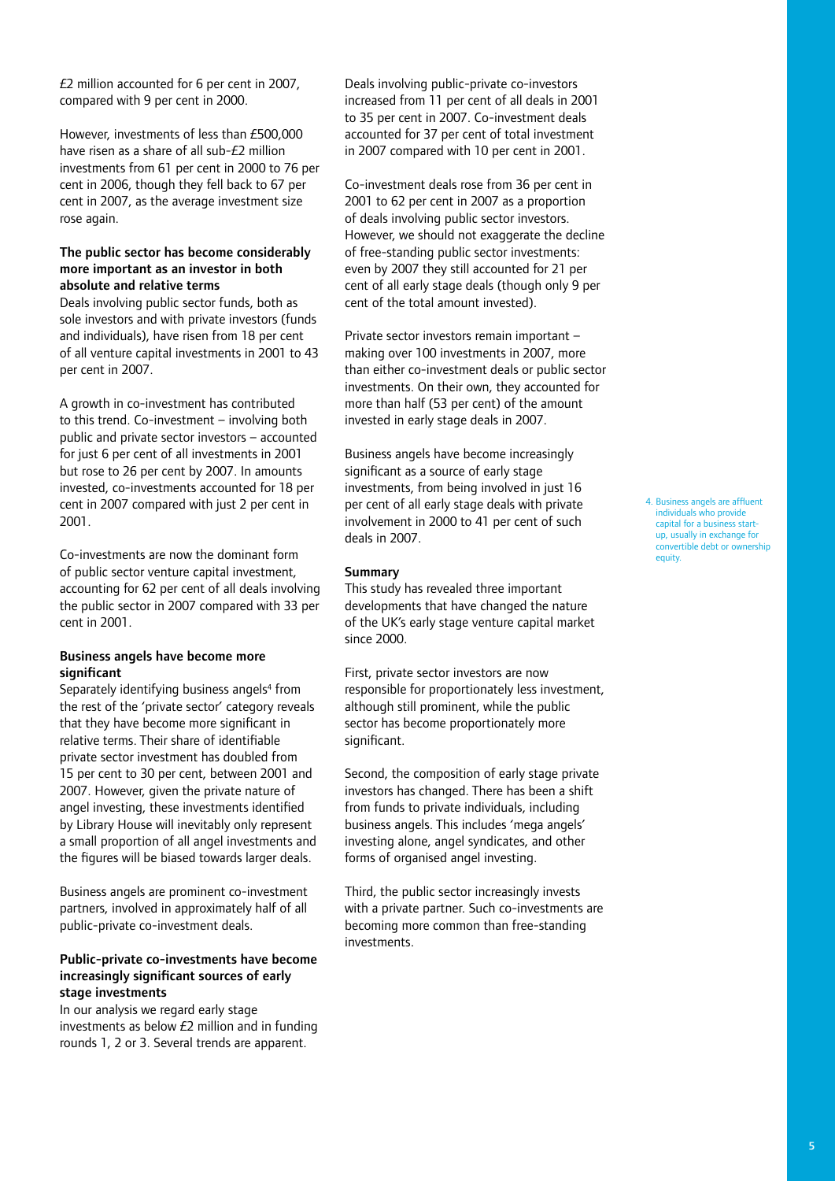£2 million accounted for 6 per cent in 2007, compared with 9 per cent in 2000.

However, investments of less than £500,000 have risen as a share of all sub-£2 million investments from 61 per cent in 2000 to 76 per cent in 2006, though they fell back to 67 per cent in 2007, as the average investment size rose again.

**The public sector has become considerably more important as an investor in both absolute and relative terms**

Deals involving public sector funds, both as sole investors and with private investors (funds and individuals), have risen from 18 per cent of all venture capital investments in 2001 to 43 per cent in 2007.

A growth in co-investment has contributed to this trend. Co-investment – involving both public and private sector investors – accounted for just 6 per cent of all investments in 2001 but rose to 26 per cent by 2007. In amounts invested, co-investments accounted for 18 per cent in 2007 compared with just 2 per cent in 2001.

Co-investments are now the dominant form of public sector venture capital investment, accounting for 62 per cent of all deals involving the public sector in 2007 compared with 33 per cent in 2001.

**Business angels have become more significant**

Separately identifying business angels[4] from the rest of the 'private sector' category reveals that they have become more significant in relative terms. Their share of identifiable private sector investment has doubled from 15 per cent to 30 per cent, between 2001 and 2007. However, given the private nature of angel investing, these investments identified by Library House will inevitably only represent a small proportion of all angel investments and the figures will be biased towards larger deals.

Business angels are prominent co-investment partners, involved in approximately half of all public-private co-investment deals.

**Public-private co-investments have become increasingly significant sources of early stage investments**

In our analysis we regard early stage investments as below £2 million and in funding rounds 1, 2 or 3. Several trends are apparent.

Deals involving public-private co-investors increased from 11 per cent of all deals in 2001 to 35 per cent in 2007. Co-investment deals accounted for 37 per cent of total investment in 2007 compared with 10 per cent in 2001.

Co-investment deals rose from 36 per cent in 2001 to 62 per cent in 2007 as a proportion of deals involving public sector investors. However, we should not exaggerate the decline of free-standing public sector investments: even by 2007 they still accounted for 21 per cent of all early stage deals (though only 9 per cent of the total amount invested).

Private sector investors remain important – making over 100 investments in 2007, more than either co-investment deals or public sector investments. On their own, they accounted for more than half (53 per cent) of the amount invested in early stage deals in 2007.

Business angels have become increasingly significant as a source of early stage investments, from being involved in just 16 per cent of all early stage deals with private involvement in 2000 to 41 per cent of such deals in 2007.

**Summary**

This study has revealed three important developments that have changed the nature of the UK's early stage venture capital market since 2000.

First, private sector investors are now responsible for proportionately less investment, although still prominent, while the public sector has become proportionately more significant.

Second, the composition of early stage private investors has changed. There has been a shift from funds to private individuals, including business angels. This includes 'mega angels' investing alone, angel syndicates, and other forms of organised angel investing.

Third, the public sector increasingly invests with a private partner. Such co-investments are becoming more common than free-standing investments.

4. Business angels are affluent individuals who provide capital for a business start-up, usually in exchange for convertible debt or ownership equity.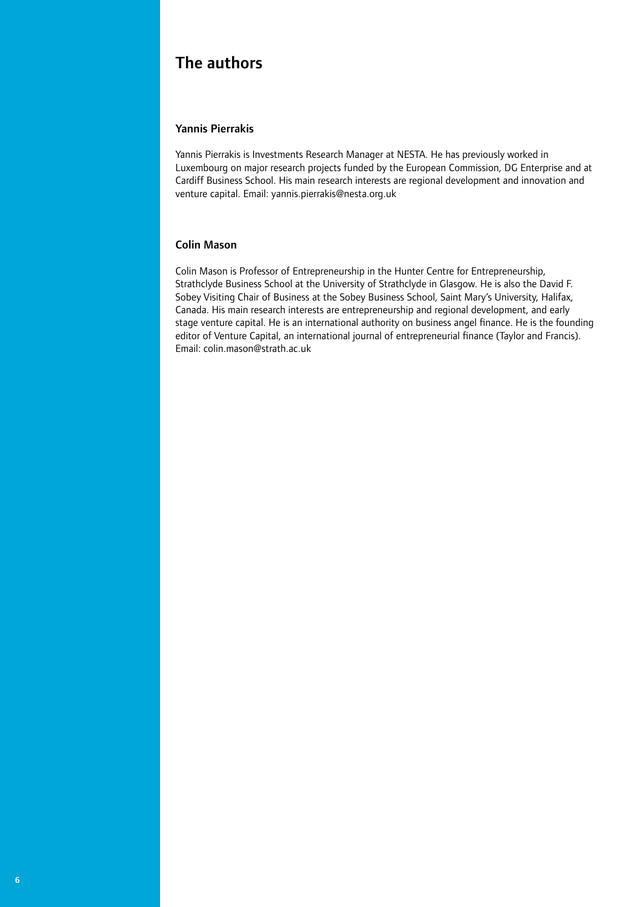# The authors

### Yannis Pierrakis

Yannis Pierrakis is Investments Research Manager at NESTA. He has previously worked in Luxembourg on major research projects funded by the European Commission, DG Enterprise and at Cardiff Business School. His main research interests are regional development and innovation and venture capital. Email: yannis.pierrakis@nesta.org.uk

### Colin Mason

Colin Mason is Professor of Entrepreneurship in the Hunter Centre for Entrepreneurship, Strathclyde Business School at the University of Strathclyde in Glasgow. He is also the David F. Sobey Visiting Chair of Business at the Sobey Business School, Saint Mary's University, Halifax, Canada. His main research interests are entrepreneurship and regional development, and early stage venture capital. He is an international authority on business angel finance. He is the founding editor of Venture Capital, an international journal of entrepreneurial finance (Taylor and Francis). Email: colin.mason@strath.ac.uk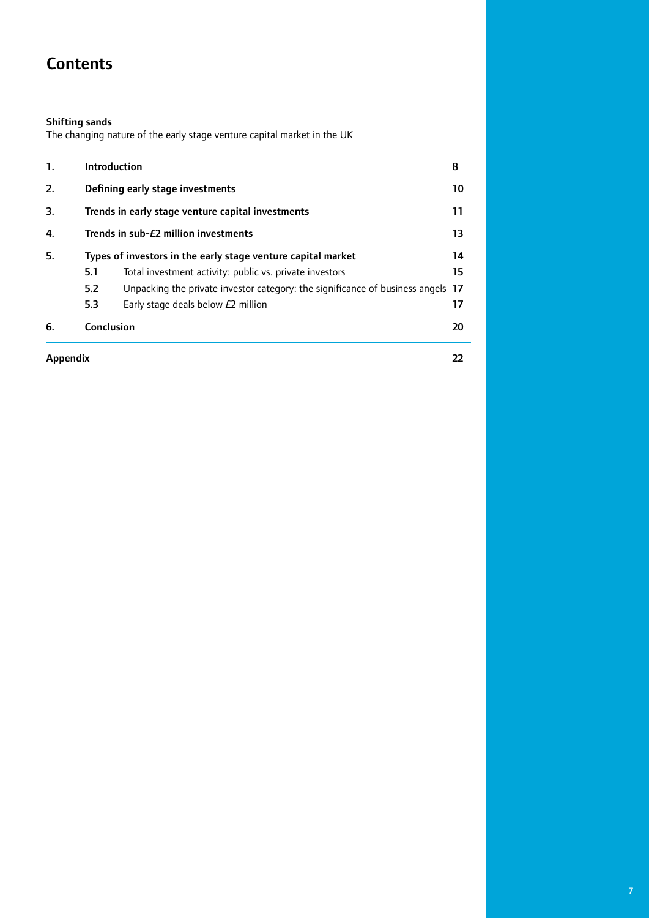# Contents

**Shifting sands**
The changing nature of the early stage venture capital market in the UK

| | | |
|---|---|---|
| **1.** | **Introduction** | **8** |
| **2.** | **Defining early stage investments** | **10** |
| **3.** | **Trends in early stage venture capital investments** | **11** |
| **4.** | **Trends in sub-£2 million investments** | **13** |
| **5.** | **Types of investors in the early stage venture capital market** | **14** |
| | **5.1** Total investment activity: public vs. private investors | **15** |
| | **5.2** Unpacking the private investor category: the significance of business angels | **17** |
| | **5.3** Early stage deals below £2 million | **17** |
| **6.** | **Conclusion** | **20** |
| **Appendix** | | **22** |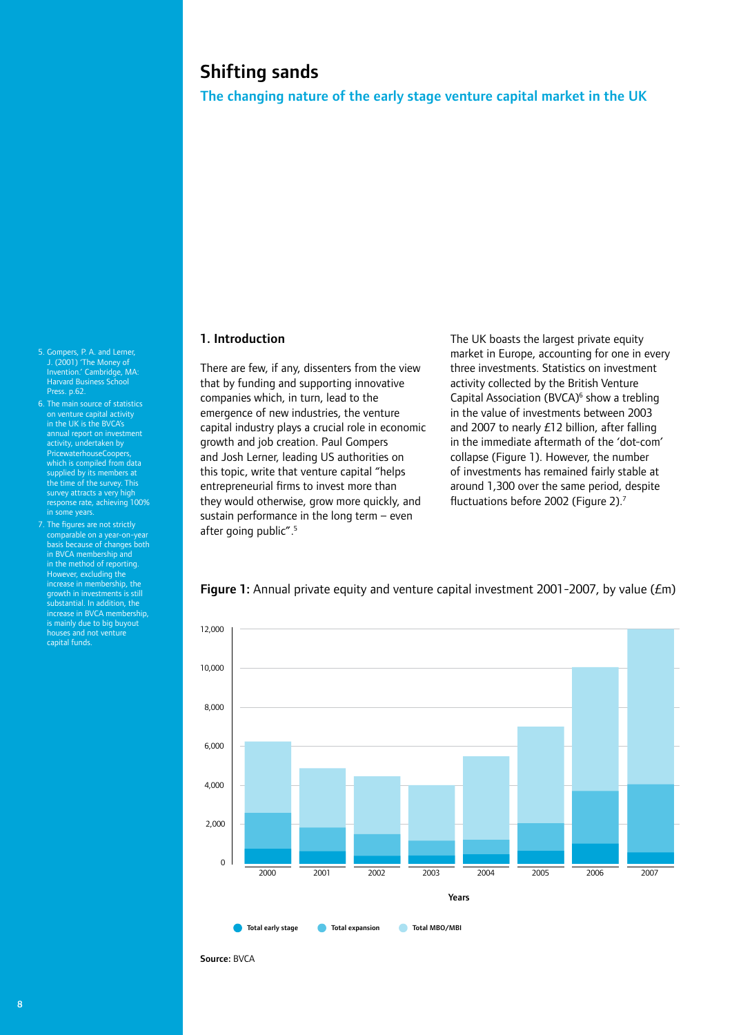# Shifting sands

## The changing nature of the early stage venture capital market in the UK

### 1. Introduction

There are few, if any, dissenters from the view that by funding and supporting innovative companies which, in turn, lead to the emergence of new industries, the venture capital industry plays a crucial role in economic growth and job creation. Paul Gompers and Josh Lerner, leading US authorities on this topic, write that venture capital "helps entrepreneurial firms to invest more than they would otherwise, grow more quickly, and sustain performance in the long term – even after going public".[5]

The UK boasts the largest private equity market in Europe, accounting for one in every three investments. Statistics on investment activity collected by the British Venture Capital Association (BVCA)[6] show a trebling in the value of investments between 2003 and 2007 to nearly £12 billion, after falling in the immediate aftermath of the 'dot-com' collapse (Figure 1). However, the number of investments has remained fairly stable at around 1,300 over the same period, despite fluctuations before 2002 (Figure 2).[7]

**Figure 1:** Annual private equity and venture capital investment 2001-2007, by value (£m)

Source: BVCA

5. Gompers, P. A. and Lerner, J. (2001) 'The Money of Invention.' Cambridge, MA: Harvard Business School Press. p.62.

6. The main source of statistics on venture capital activity in the UK is the BVCA's annual report on investment activity, undertaken by PricewaterhouseCoopers, which is compiled from data supplied by its members at the time of the survey. This survey attracts a very high response rate, achieving 100% in some years.

7. The figures are not strictly comparable on a year-on-year basis because of changes both in BVCA membership and in the method of reporting. However, excluding the increase in membership, the growth in investments is still substantial. In addition, the increase in BVCA membership, is mainly due to big buyout houses and not venture capital funds.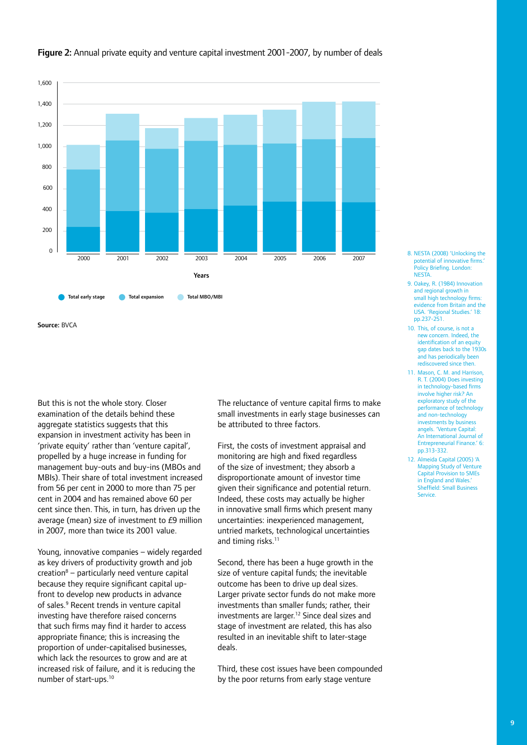**Figure 2:** Annual private equity and venture capital investment 2001-2007, by number of deals

**Source:** BVCA

But this is not the whole story. Closer examination of the details behind these aggregate statistics suggests that this expansion in investment activity has been in 'private equity' rather than 'venture capital', propelled by a huge increase in funding for management buy-outs and buy-ins (MBOs and MBIs). Their share of total investment increased from 56 per cent in 2000 to more than 75 per cent in 2004 and has remained above 60 per cent since then. This, in turn, has driven up the average (mean) size of investment to £9 million in 2007, more than twice its 2001 value.

Young, innovative companies – widely regarded as key drivers of productivity growth and job creation[8] – particularly need venture capital because they require significant capital up-front to develop new products in advance of sales.[9] Recent trends in venture capital investing have therefore raised concerns that such firms may find it harder to access appropriate finance; this is increasing the proportion of under-capitalised businesses, which lack the resources to grow and are at increased risk of failure, and it is reducing the number of start-ups.[10]

The reluctance of venture capital firms to make small investments in early stage businesses can be attributed to three factors.

First, the costs of investment appraisal and monitoring are high and fixed regardless of the size of investment; they absorb a disproportionate amount of investor time given their significance and potential return. Indeed, these costs may actually be higher in innovative small firms which present many uncertainties: inexperienced management, untried markets, technological uncertainties and timing risks.[11]

Second, there has been a huge growth in the size of venture capital funds; the inevitable outcome has been to drive up deal sizes. Larger private sector funds do not make more investments than smaller funds; rather, their investments are larger.[12] Since deal sizes and stage of investment are related, this has also resulted in an inevitable shift to later-stage deals.

Third, these cost issues have been compounded by the poor returns from early stage venture

8. NESTA (2008) 'Unlocking the potential of innovative firms.' Policy Briefing. London: NESTA.

9. Oakey, R. (1984) Innovation and regional growth in small high technology firms: evidence from Britain and the USA. 'Regional Studies.' 18: pp.237-251.

10. This, of course, is not a new concern. Indeed, the identification of an equity gap dates back to the 1930s and has periodically been rediscovered since then.

11. Mason, C. M. and Harrison, R. T. (2004) Does investing in technology-based firms involve higher risk? An exploratory study of the performance of technology and non-technology investments by business angels. 'Venture Capital: An International Journal of Entrepreneurial Finance.' 6: pp.313-332.

12. Almeida Capital (2005) 'A Mapping Study of Venture Capital Provision to SMEs in England and Wales.' Sheffield: Small Business Service.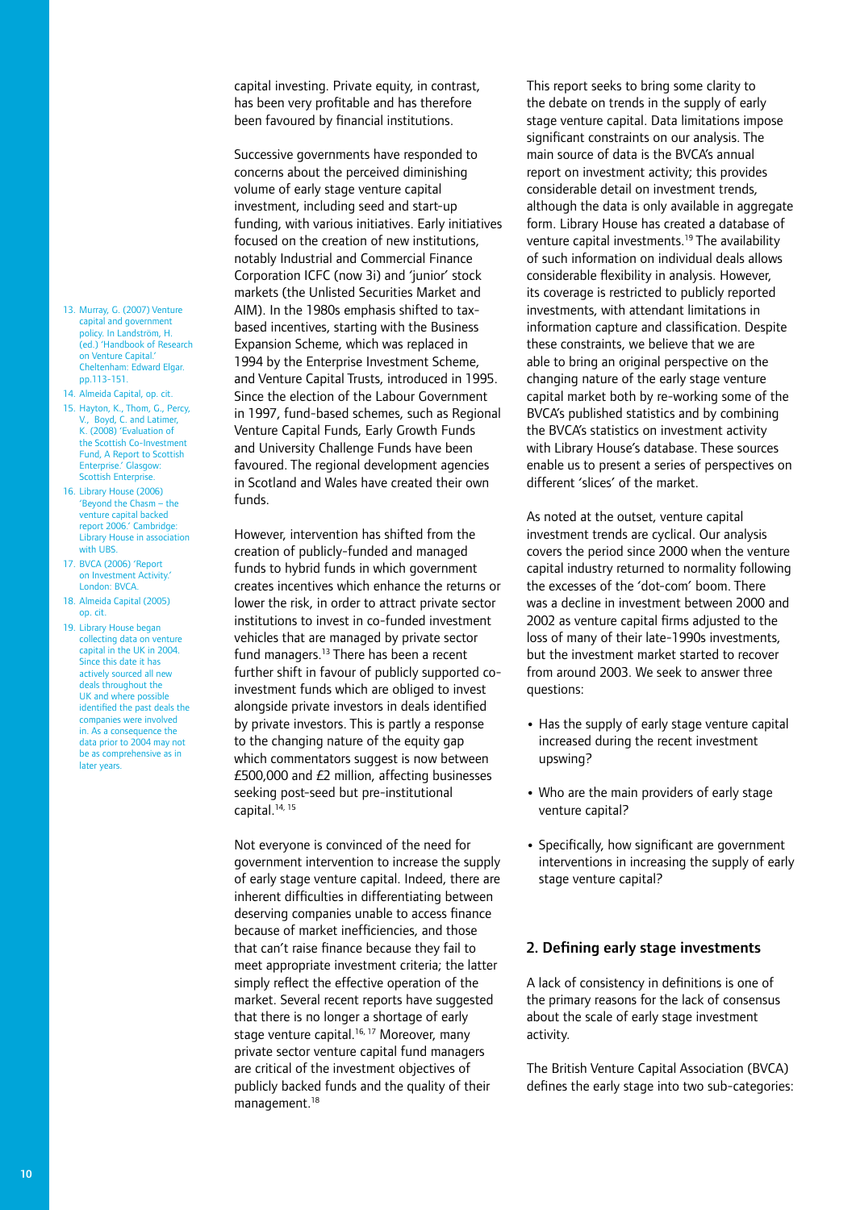capital investing. Private equity, in contrast, has been very profitable and has therefore been favoured by financial institutions.

Successive governments have responded to concerns about the perceived diminishing volume of early stage venture capital investment, including seed and start-up funding, with various initiatives. Early initiatives focused on the creation of new institutions, notably Industrial and Commercial Finance Corporation ICFC (now 3i) and 'junior' stock markets (the Unlisted Securities Market and AIM). In the 1980s emphasis shifted to tax-based incentives, starting with the Business Expansion Scheme, which was replaced in 1994 by the Enterprise Investment Scheme, and Venture Capital Trusts, introduced in 1995. Since the election of the Labour Government in 1997, fund-based schemes, such as Regional Venture Capital Funds, Early Growth Funds and University Challenge Funds have been favoured. The regional development agencies in Scotland and Wales have created their own funds.

However, intervention has shifted from the creation of publicly-funded and managed funds to hybrid funds in which government creates incentives which enhance the returns or lower the risk, in order to attract private sector institutions to invest in co-funded investment vehicles that are managed by private sector fund managers.[13] There has been a recent further shift in favour of publicly supported co-investment funds which are obliged to invest alongside private investors in deals identified by private investors. This is partly a response to the changing nature of the equity gap which commentators suggest is now between £500,000 and £2 million, affecting businesses seeking post-seed but pre-institutional capital.[14, 15]

Not everyone is convinced of the need for government intervention to increase the supply of early stage venture capital. Indeed, there are inherent difficulties in differentiating between deserving companies unable to access finance because of market inefficiencies, and those that can't raise finance because they fail to meet appropriate investment criteria; the latter simply reflect the effective operation of the market. Several recent reports have suggested that there is no longer a shortage of early stage venture capital.[16, 17] Moreover, many private sector venture capital fund managers are critical of the investment objectives of publicly backed funds and the quality of their management.[18]

This report seeks to bring some clarity to the debate on trends in the supply of early stage venture capital. Data limitations impose significant constraints on our analysis. The main source of data is the BVCA's annual report on investment activity; this provides considerable detail on investment trends, although the data is only available in aggregate form. Library House has created a database of venture capital investments.[19] The availability of such information on individual deals allows considerable flexibility in analysis. However, its coverage is restricted to publicly reported investments, with attendant limitations in information capture and classification. Despite these constraints, we believe that we are able to bring an original perspective on the changing nature of the early stage venture capital market both by re-working some of the BVCA's published statistics and by combining the BVCA's statistics on investment activity with Library House's database. These sources enable us to present a series of perspectives on different 'slices' of the market.

As noted at the outset, venture capital investment trends are cyclical. Our analysis covers the period since 2000 when the venture capital industry returned to normality following the excesses of the 'dot-com' boom. There was a decline in investment between 2000 and 2002 as venture capital firms adjusted to the loss of many of their late-1990s investments, but the investment market started to recover from around 2003. We seek to answer three questions:

- Has the supply of early stage venture capital increased during the recent investment upswing?
- Who are the main providers of early stage venture capital?
- Specifically, how significant are government interventions in increasing the supply of early stage venture capital?

## 2. Defining early stage investments

A lack of consistency in definitions is one of the primary reasons for the lack of consensus about the scale of early stage investment activity.

The British Venture Capital Association (BVCA) defines the early stage into two sub-categories:

---

13. Murray, G. (2007) Venture capital and government policy. In Landström, H. (ed.) 'Handbook of Research on Venture Capital.' Cheltenham: Edward Elgar. pp.113-151.
14. Almeida Capital, op. cit.
15. Hayton, K., Thom, G., Percy, V., Boyd, C. and Latimer, K. (2008) 'Evaluation of the Scottish Co-Investment Fund, A Report to Scottish Enterprise.' Glasgow: Scottish Enterprise.
16. Library House (2006) 'Beyond the Chasm – the venture capital backed report 2006.' Cambridge: Library House in association with UBS.
17. BVCA (2006) 'Report on Investment Activity.' London: BVCA.
18. Almeida Capital (2005) op. cit.
19. Library House began collecting data on venture capital in the UK in 2004. Since this date it has actively sourced all new deals throughout the UK and where possible identified the past deals the companies were involved in. As a consequence the data prior to 2004 may not be as comprehensive as in later years.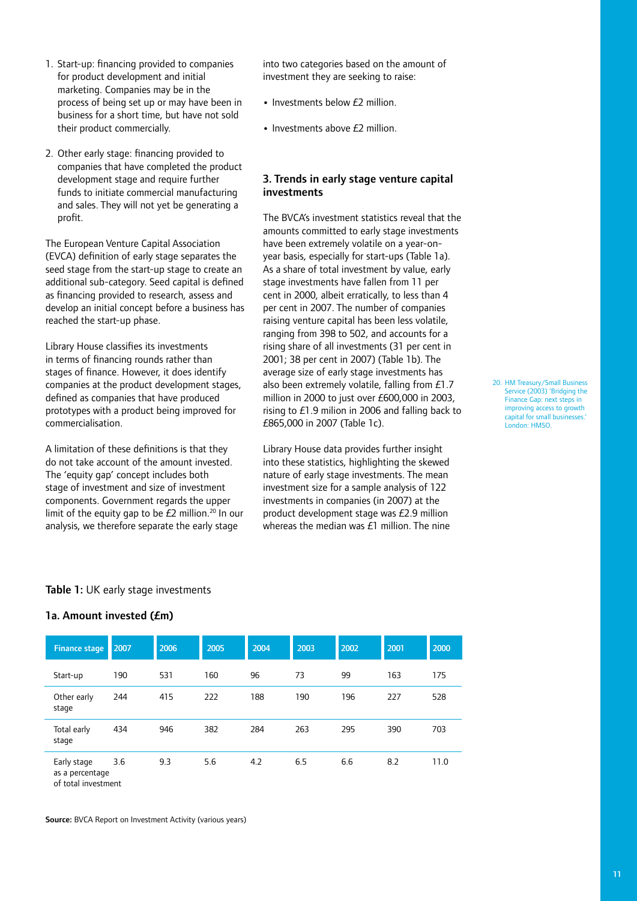1. Start-up: financing provided to companies for product development and initial marketing. Companies may be in the process of being set up or may have been in business for a short time, but have not sold their product commercially.

2. Other early stage: financing provided to companies that have completed the product development stage and require further funds to initiate commercial manufacturing and sales. They will not yet be generating a profit.

The European Venture Capital Association (EVCA) definition of early stage separates the seed stage from the start-up stage to create an additional sub-category. Seed capital is defined as financing provided to research, assess and develop an initial concept before a business has reached the start-up phase.

Library House classifies its investments in terms of financing rounds rather than stages of finance. However, it does identify companies at the product development stages, defined as companies that have produced prototypes with a product being improved for commercialisation.

A limitation of these definitions is that they do not take account of the amount invested. The 'equity gap' concept includes both stage of investment and size of investment components. Government regards the upper limit of the equity gap to be £2 million.[20] In our analysis, we therefore separate the early stage into two categories based on the amount of investment they are seeking to raise:

- Investments below £2 million.
- Investments above £2 million.

### 3. Trends in early stage venture capital investments

The BVCA's investment statistics reveal that the amounts committed to early stage investments have been extremely volatile on a year-on-year basis, especially for start-ups (Table 1a). As a share of total investment by value, early stage investments have fallen from 11 per cent in 2000, albeit erratically, to less than 4 per cent in 2007. The number of companies raising venture capital has been less volatile, ranging from 398 to 502, and accounts for a rising share of all investments (31 per cent in 2001; 38 per cent in 2007) (Table 1b). The average size of early stage investments has also been extremely volatile, falling from £1.7 million in 2000 to just over £600,000 in 2003, rising to £1.9 milion in 2006 and falling back to £865,000 in 2007 (Table 1c).

Library House data provides further insight into these statistics, highlighting the skewed nature of early stage investments. The mean investment size for a sample analysis of 122 investments in companies (in 2007) at the product development stage was £2.9 million whereas the median was £1 million. The nine

20. HM Treasury/Small Business Service (2003) 'Bridging the Finance Gap: next steps in improving access to growth capital for small businesses.' London: HMSO.

**Table 1:** UK early stage investments

**1a. Amount invested (£m)**

| Finance stage | 2007 | 2006 | 2005 | 2004 | 2003 | 2002 | 2001 | 2000 |
|---|---|---|---|---|---|---|---|---|
| Start-up | 190 | 531 | 160 | 96 | 73 | 99 | 163 | 175 |
| Other early stage | 244 | 415 | 222 | 188 | 190 | 196 | 227 | 528 |
| Total early stage | 434 | 946 | 382 | 284 | 263 | 295 | 390 | 703 |
| Early stage as a percentage of total investment | 3.6 | 9.3 | 5.6 | 4.2 | 6.5 | 6.6 | 8.2 | 11.0 |

**Source:** BVCA Report on Investment Activity (various years)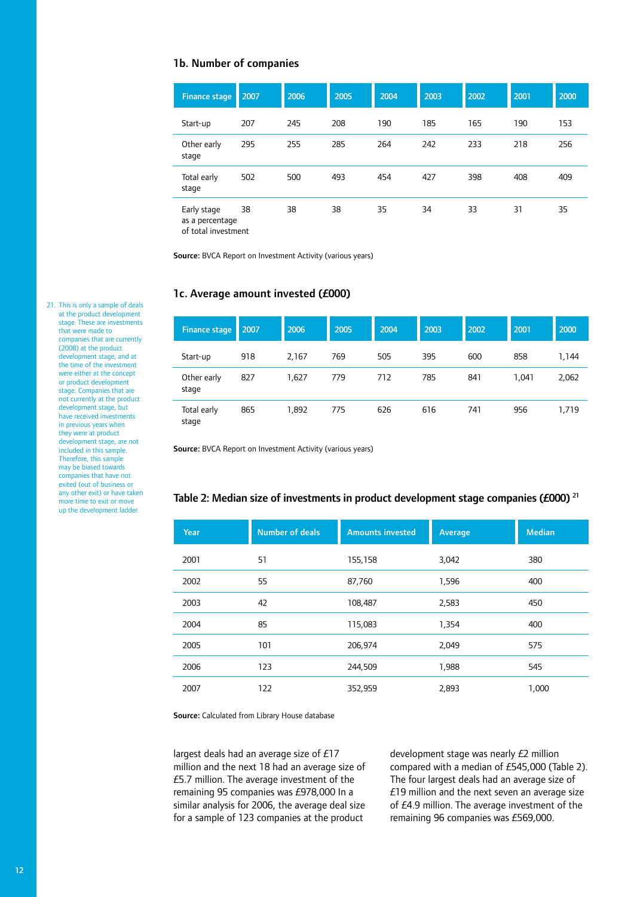### 1b. Number of companies

| Finance stage | 2007 | 2006 | 2005 | 2004 | 2003 | 2002 | 2001 | 2000 |
|---|---|---|---|---|---|---|---|---|
| Start-up | 207 | 245 | 208 | 190 | 185 | 165 | 190 | 153 |
| Other early stage | 295 | 255 | 285 | 264 | 242 | 233 | 218 | 256 |
| Total early stage | 502 | 500 | 493 | 454 | 427 | 398 | 408 | 409 |
| Early stage as a percentage of total investment | 38 | 38 | 38 | 35 | 34 | 33 | 31 | 35 |

**Source:** BVCA Report on Investment Activity (various years)

### 1c. Average amount invested (£000)

| Finance stage | 2007 | 2006 | 2005 | 2004 | 2003 | 2002 | 2001 | 2000 |
|---|---|---|---|---|---|---|---|---|
| Start-up | 918 | 2,167 | 769 | 505 | 395 | 600 | 858 | 1,144 |
| Other early stage | 827 | 1,627 | 779 | 712 | 785 | 841 | 1,041 | 2,062 |
| Total early stage | 865 | 1,892 | 775 | 626 | 616 | 741 | 956 | 1,719 |

**Source:** BVCA Report on Investment Activity (various years)

### Table 2: Median size of investments in product development stage companies (£000) [21]

| Year | Number of deals | Amounts invested | Average | Median |
|---|---|---|---|---|
| 2001 | 51 | 155,158 | 3,042 | 380 |
| 2002 | 55 | 87,760 | 1,596 | 400 |
| 2003 | 42 | 108,487 | 2,583 | 450 |
| 2004 | 85 | 115,083 | 1,354 | 400 |
| 2005 | 101 | 206,974 | 2,049 | 575 |
| 2006 | 123 | 244,509 | 1,988 | 545 |
| 2007 | 122 | 352,959 | 2,893 | 1,000 |

**Source:** Calculated from Library House database

largest deals had an average size of £17 million and the next 18 had an average size of £5.7 million. The average investment of the remaining 95 companies was £978,000 In a similar analysis for 2006, the average deal size for a sample of 123 companies at the product development stage was nearly £2 million compared with a median of £545,000 (Table 2). The four largest deals had an average size of £19 million and the next seven an average size of £4.9 million. The average investment of the remaining 96 companies was £569,000.

21. This is only a sample of deals at the product development stage. These are investments that were made to companies that are currently (2008) at the product development stage, and at the time of the investment were either at the concept or product development stage. Companies that are not currently at the product development stage, but have received investments in previous years when they were at product development stage, are not included in this sample. Therefore, this sample may be biased towards companies that have not exited (out of business or any other exit) or have taken more time to exit or move up the development ladder.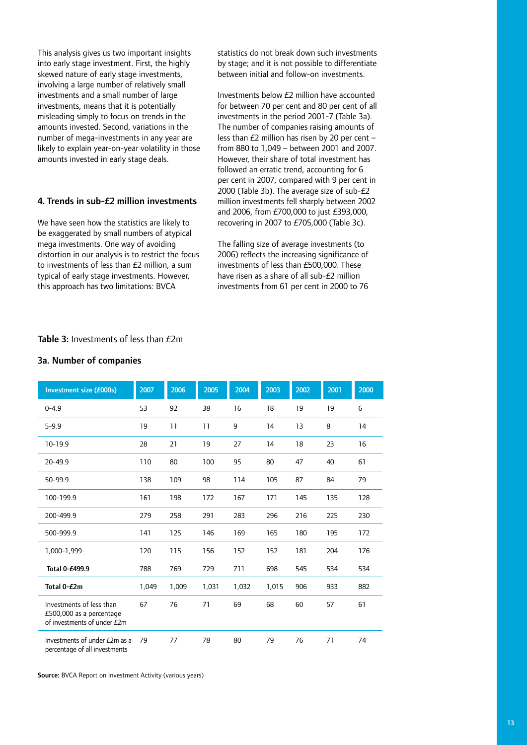This analysis gives us two important insights into early stage investment. First, the highly skewed nature of early stage investments, involving a large number of relatively small investments and a small number of large investments, means that it is potentially misleading simply to focus on trends in the amounts invested. Second, variations in the number of mega-investments in any year are likely to explain year-on-year volatility in those amounts invested in early stage deals.

### 4. Trends in sub-£2 million investments

We have seen how the statistics are likely to be exaggerated by small numbers of atypical mega investments. One way of avoiding distortion in our analysis is to restrict the focus to investments of less than £2 million, a sum typical of early stage investments. However, this approach has two limitations: BVCA statistics do not break down such investments by stage; and it is not possible to differentiate between initial and follow-on investments.

Investments below £2 million have accounted for between 70 per cent and 80 per cent of all investments in the period 2001-7 (Table 3a). The number of companies raising amounts of less than £2 million has risen by 20 per cent – from 880 to 1,049 – between 2001 and 2007. However, their share of total investment has followed an erratic trend, accounting for 6 per cent in 2007, compared with 9 per cent in 2000 (Table 3b). The average size of sub-£2 million investments fell sharply between 2002 and 2006, from £700,000 to just £393,000, recovering in 2007 to £705,000 (Table 3c).

The falling size of average investments (to 2006) reflects the increasing significance of investments of less than £500,000. These have risen as a share of all sub-£2 million investments from 61 per cent in 2000 to 76

**Table 3:** Investments of less than £2m

#### 3a. Number of companies

| Investment size (£000s) | 2007 | 2006 | 2005 | 2004 | 2003 | 2002 | 2001 | 2000 |
|---|---|---|---|---|---|---|---|---|
| 0-4.9 | 53 | 92 | 38 | 16 | 18 | 19 | 19 | 6 |
| 5-9.9 | 19 | 11 | 11 | 9 | 14 | 13 | 8 | 14 |
| 10-19.9 | 28 | 21 | 19 | 27 | 14 | 18 | 23 | 16 |
| 20-49.9 | 110 | 80 | 100 | 95 | 80 | 47 | 40 | 61 |
| 50-99.9 | 138 | 109 | 98 | 114 | 105 | 87 | 84 | 79 |
| 100-199.9 | 161 | 198 | 172 | 167 | 171 | 145 | 135 | 128 |
| 200-499.9 | 279 | 258 | 291 | 283 | 296 | 216 | 225 | 230 |
| 500-999.9 | 141 | 125 | 146 | 169 | 165 | 180 | 195 | 172 |
| 1,000-1,999 | 120 | 115 | 156 | 152 | 152 | 181 | 204 | 176 |
| **Total 0-£499.9** | 788 | 769 | 729 | 711 | 698 | 545 | 534 | 534 |
| **Total 0-£2m** | 1,049 | 1,009 | 1,031 | 1,032 | 1,015 | 906 | 933 | 882 |
| Investments of less than £500,000 as a percentage of investments under £2m | 67 | 76 | 71 | 69 | 68 | 60 | 57 | 61 |
| Investments of under £2m as a percentage of all investments | 79 | 77 | 78 | 80 | 79 | 76 | 71 | 74 |

**Source:** BVCA Report on Investment Activity (various years)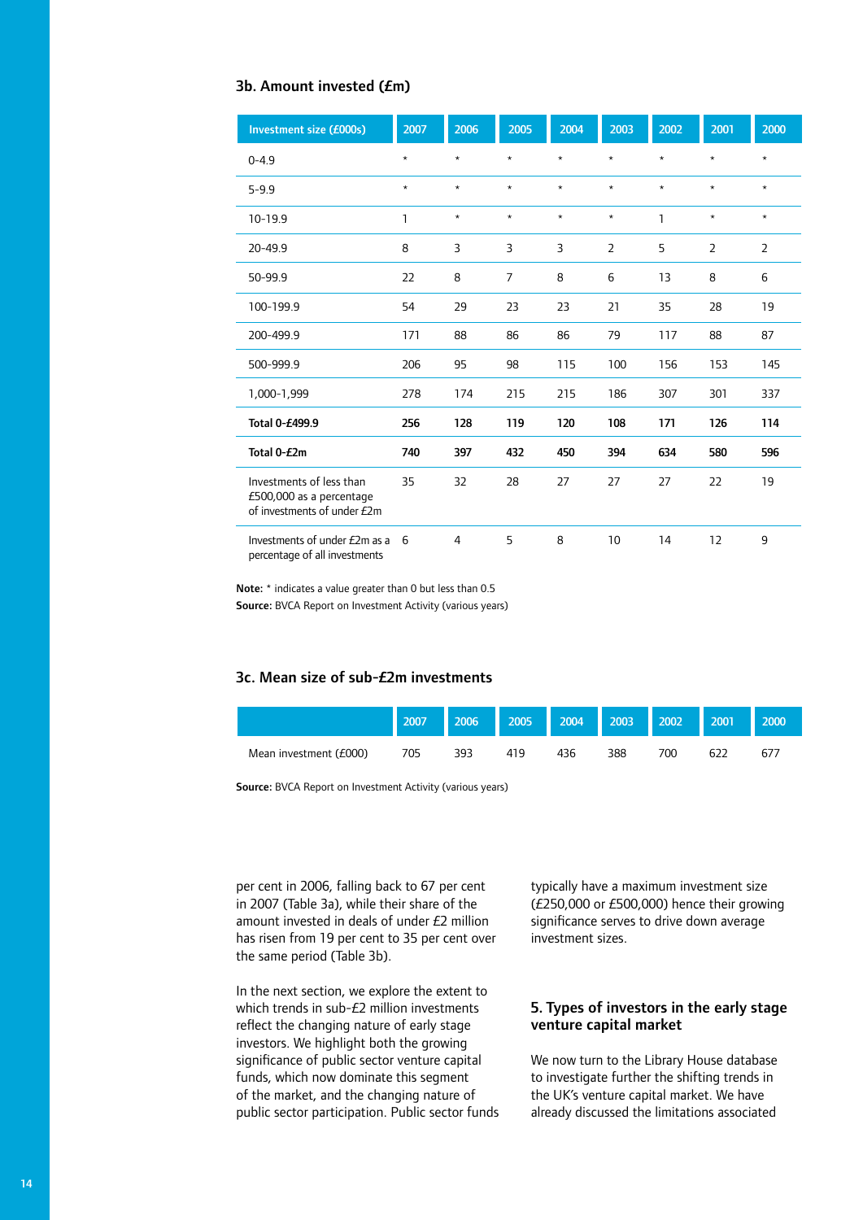### 3b. Amount invested (£m)

| Investment size (£000s) | 2007 | 2006 | 2005 | 2004 | 2003 | 2002 | 2001 | 2000 |
|---|---|---|---|---|---|---|---|---|
| 0-4.9 | * | * | * | * | * | * | * | * |
| 5-9.9 | * | * | * | * | * | * | * | * |
| 10-19.9 | 1 | * | * | * | * | 1 | * | * |
| 20-49.9 | 8 | 3 | 3 | 3 | 2 | 5 | 2 | 2 |
| 50-99.9 | 22 | 8 | 7 | 8 | 6 | 13 | 8 | 6 |
| 100-199.9 | 54 | 29 | 23 | 23 | 21 | 35 | 28 | 19 |
| 200-499.9 | 171 | 88 | 86 | 86 | 79 | 117 | 88 | 87 |
| 500-999.9 | 206 | 95 | 98 | 115 | 100 | 156 | 153 | 145 |
| 1,000-1,999 | 278 | 174 | 215 | 215 | 186 | 307 | 301 | 337 |
| **Total 0-£499.9** | **256** | **128** | **119** | **120** | **108** | **171** | **126** | **114** |
| **Total 0-£2m** | **740** | **397** | **432** | **450** | **394** | **634** | **580** | **596** |
| Investments of less than £500,000 as a percentage of investments of under £2m | 35 | 32 | 28 | 27 | 27 | 27 | 22 | 19 |
| Investments of under £2m as a percentage of all investments | 6 | 4 | 5 | 8 | 10 | 14 | 12 | 9 |

**Note:** * indicates a value greater than 0 but less than 0.5
**Source:** BVCA Report on Investment Activity (various years)

### 3c. Mean size of sub-£2m investments

| | 2007 | 2006 | 2005 | 2004 | 2003 | 2002 | 2001 | 2000 |
|---|---|---|---|---|---|---|---|---|
| Mean investment (£000) | 705 | 393 | 419 | 436 | 388 | 700 | 622 | 677 |

**Source:** BVCA Report on Investment Activity (various years)

per cent in 2006, falling back to 67 per cent in 2007 (Table 3a), while their share of the amount invested in deals of under £2 million has risen from 19 per cent to 35 per cent over the same period (Table 3b).

In the next section, we explore the extent to which trends in sub-£2 million investments reflect the changing nature of early stage investors. We highlight both the growing significance of public sector venture capital funds, which now dominate this segment of the market, and the changing nature of public sector participation. Public sector funds typically have a maximum investment size (£250,000 or £500,000) hence their growing significance serves to drive down average investment sizes.

## 5. Types of investors in the early stage venture capital market

We now turn to the Library House database to investigate further the shifting trends in the UK's venture capital market. We have already discussed the limitations associated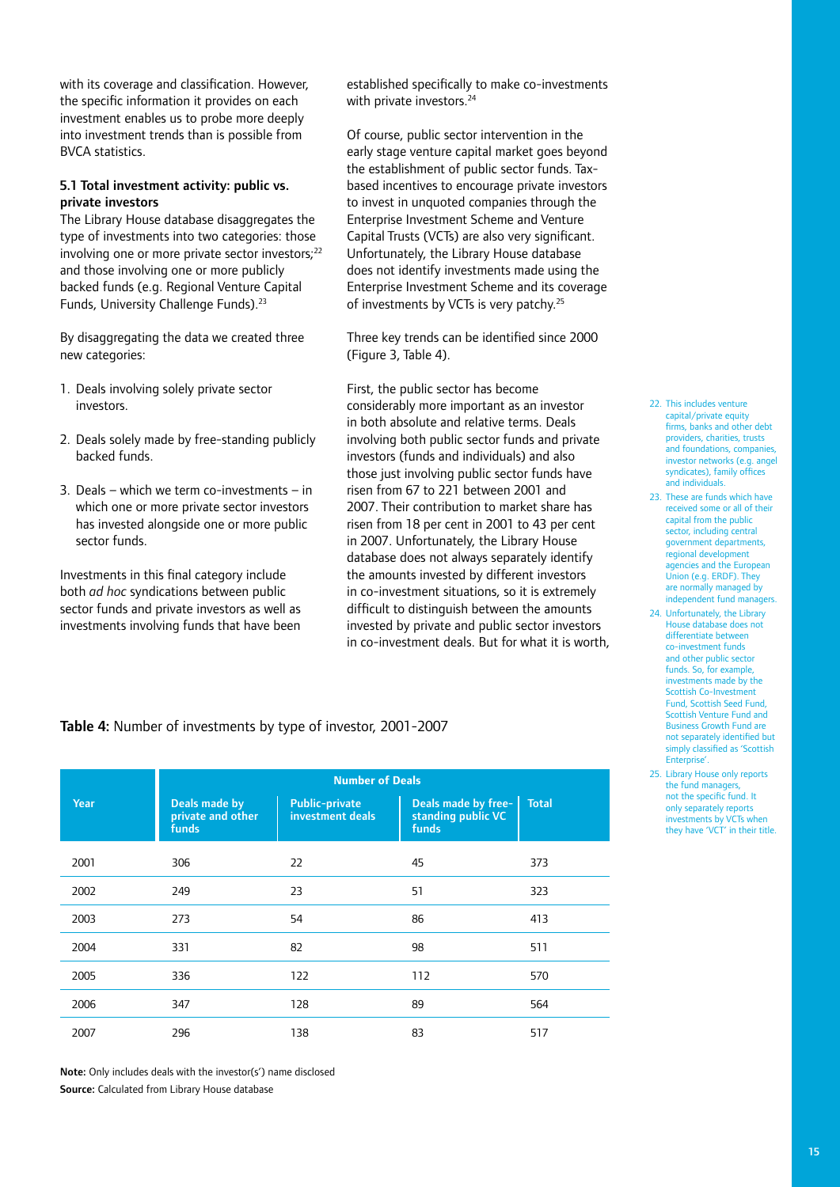with its coverage and classification. However, the specific information it provides on each investment enables us to probe more deeply into investment trends than is possible from BVCA statistics.

### 5.1 Total investment activity: public vs. private investors

The Library House database disaggregates the type of investments into two categories: those involving one or more private sector investors;[22] and those involving one or more publicly backed funds (e.g. Regional Venture Capital Funds, University Challenge Funds).[23]

By disaggregating the data we created three new categories:

1. Deals involving solely private sector investors.
2. Deals solely made by free-standing publicly backed funds.
3. Deals – which we term co-investments – in which one or more private sector investors has invested alongside one or more public sector funds.

Investments in this final category include both *ad hoc* syndications between public sector funds and private investors as well as investments involving funds that have been established specifically to make co-investments with private investors.[24]

Of course, public sector intervention in the early stage venture capital market goes beyond the establishment of public sector funds. Tax-based incentives to encourage private investors to invest in unquoted companies through the Enterprise Investment Scheme and Venture Capital Trusts (VCTs) are also very significant. Unfortunately, the Library House database does not identify investments made using the Enterprise Investment Scheme and its coverage of investments by VCTs is very patchy.[25]

Three key trends can be identified since 2000 (Figure 3, Table 4).

First, the public sector has become considerably more important as an investor in both absolute and relative terms. Deals involving both public sector funds and private investors (funds and individuals) and also those just involving public sector funds have risen from 67 to 221 between 2001 and 2007. Their contribution to market share has risen from 18 per cent in 2001 to 43 per cent in 2007. Unfortunately, the Library House database does not always separately identify the amounts invested by different investors in co-investment situations, so it is extremely difficult to distinguish between the amounts invested by private and public sector investors in co-investment deals. But for what it is worth,

**Table 4:** Number of investments by type of investor, 2001-2007

| Year | Number of Deals | | | |
|---|---|---|---|---|
| | Deals made by private and other funds | Public-private investment deals | Deals made by free-standing public VC funds | Total |
| 2001 | 306 | 22 | 45 | 373 |
| 2002 | 249 | 23 | 51 | 323 |
| 2003 | 273 | 54 | 86 | 413 |
| 2004 | 331 | 82 | 98 | 511 |
| 2005 | 336 | 122 | 112 | 570 |
| 2006 | 347 | 128 | 89 | 564 |
| 2007 | 296 | 138 | 83 | 517 |

**Note:** Only includes deals with the investor(s') name disclosed

**Source:** Calculated from Library House database

22. This includes venture capital/private equity firms, banks and other debt providers, charities, trusts and foundations, companies, investor networks (e.g. angel syndicates), family offices and individuals.

23. These are funds which have received some or all of their capital from the public sector, including central government departments, regional development agencies and the European Union (e.g. ERDF). They are normally managed by independent fund managers.

24. Unfortunately, the Library House database does not differentiate between co-investment funds and other public sector funds. So, for example, investments made by the Scottish Co-Investment Fund, Scottish Seed Fund, Scottish Venture Fund and Business Growth Fund are not separately identified but simply classified as 'Scottish Enterprise'.

25. Library House only reports the fund managers, not the specific fund. It only separately reports investments by VCTs when they have 'VCT' in their title.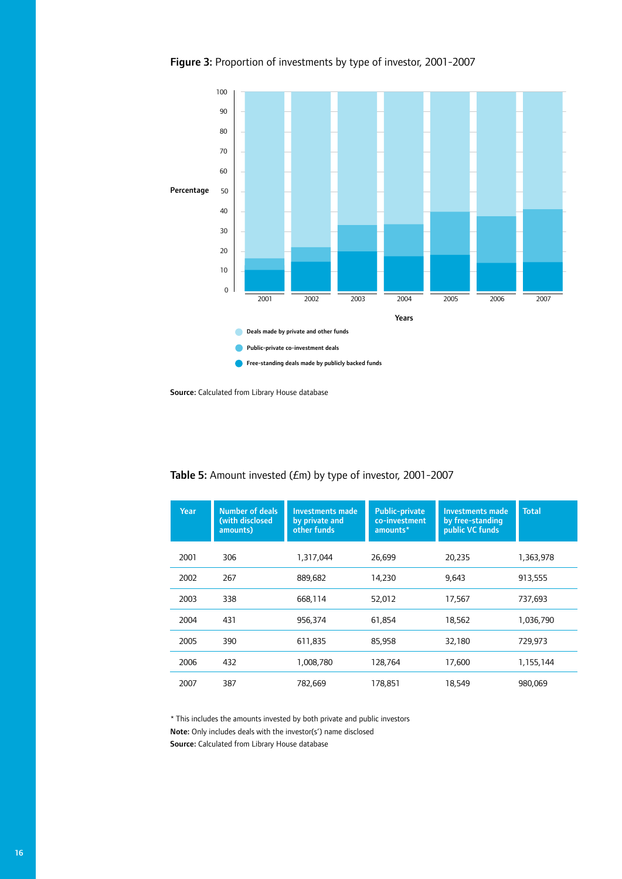**Figure 3:** Proportion of investments by type of investor, 2001-2007

Percentage

Years

- Deals made by private and other funds
- Public-private co-investment deals
- Free-standing deals made by publicly backed funds

**Source:** Calculated from Library House database

**Table 5:** Amount invested (£m) by type of investor, 2001-2007

| Year | Number of deals (with disclosed amounts) | Investments made by private and other funds | Public-private co-investment amounts* | Investments made by free-standing public VC funds | Total |
|---|---|---|---|---|---|
| 2001 | 306 | 1,317,044 | 26,699 | 20,235 | 1,363,978 |
| 2002 | 267 | 889,682 | 14,230 | 9,643 | 913,555 |
| 2003 | 338 | 668,114 | 52,012 | 17,567 | 737,693 |
| 2004 | 431 | 956,374 | 61,854 | 18,562 | 1,036,790 |
| 2005 | 390 | 611,835 | 85,958 | 32,180 | 729,973 |
| 2006 | 432 | 1,008,780 | 128,764 | 17,600 | 1,155,144 |
| 2007 | 387 | 782,669 | 178,851 | 18,549 | 980,069 |

* This includes the amounts invested by both private and public investors

**Note:** Only includes deals with the investor(s') name disclosed

**Source:** Calculated from Library House database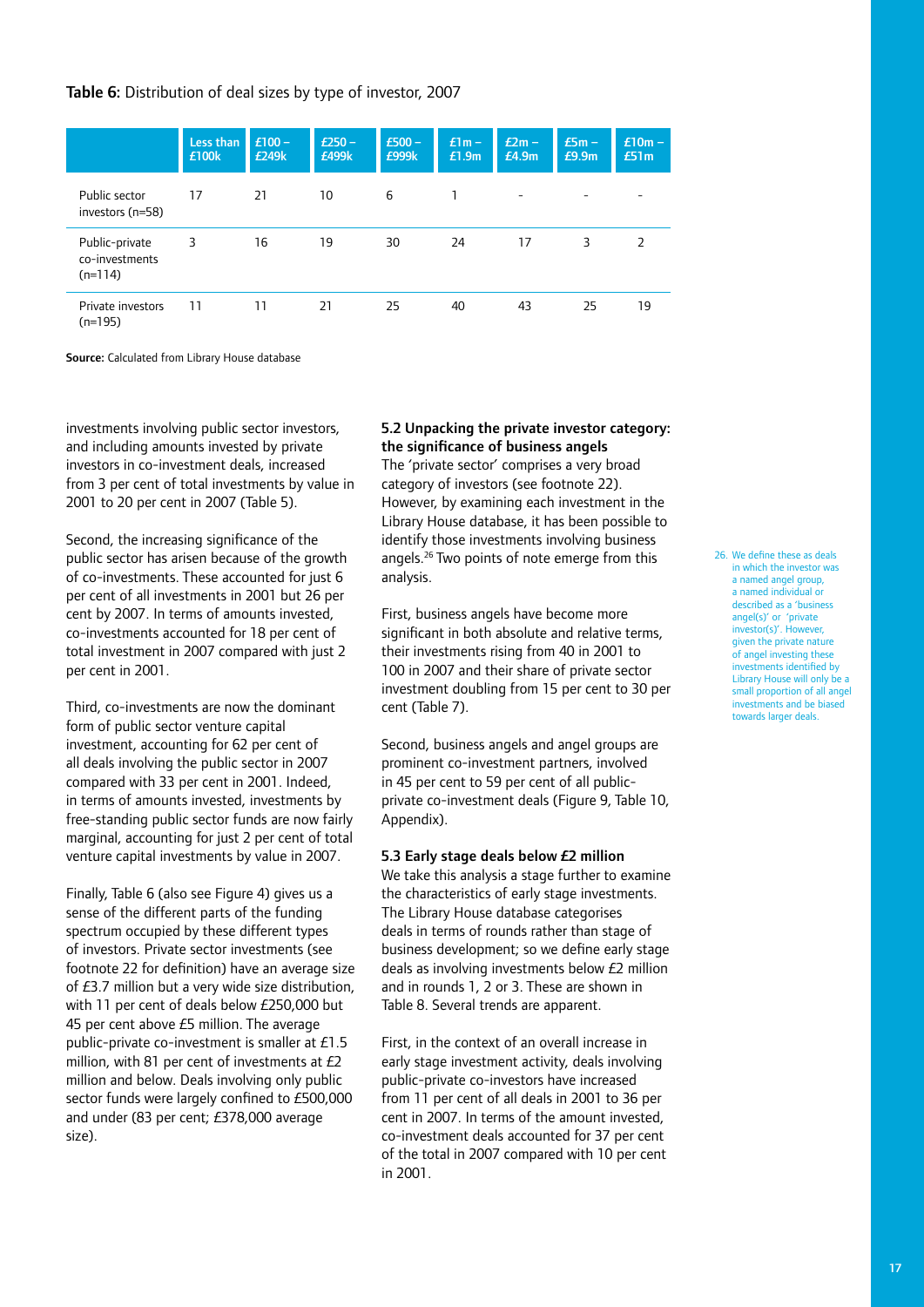**Table 6:** Distribution of deal sizes by type of investor, 2007

| | Less than £100k | £100 – £249k | £250 – £499k | £500 – £999k | £1m – £1.9m | £2m – £4.9m | £5m – £9.9m | £10m – £51m |
|---|---|---|---|---|---|---|---|---|
| Public sector investors (n=58) | 17 | 21 | 10 | 6 | 1 | - | - | - |
| Public-private co-investments (n=114) | 3 | 16 | 19 | 30 | 24 | 17 | 3 | 2 |
| Private investors (n=195) | 11 | 11 | 21 | 25 | 40 | 43 | 25 | 19 |

**Source:** Calculated from Library House database

investments involving public sector investors, and including amounts invested by private investors in co-investment deals, increased from 3 per cent of total investments by value in 2001 to 20 per cent in 2007 (Table 5).

Second, the increasing significance of the public sector has arisen because of the growth of co-investments. These accounted for just 6 per cent of all investments in 2001 but 26 per cent by 2007. In terms of amounts invested, co-investments accounted for 18 per cent of total investment in 2007 compared with just 2 per cent in 2001.

Third, co-investments are now the dominant form of public sector venture capital investment, accounting for 62 per cent of all deals involving the public sector in 2007 compared with 33 per cent in 2001. Indeed, in terms of amounts invested, investments by free-standing public sector funds are now fairly marginal, accounting for just 2 per cent of total venture capital investments by value in 2007.

Finally, Table 6 (also see Figure 4) gives us a sense of the different parts of the funding spectrum occupied by these different types of investors. Private sector investments (see footnote 22 for definition) have an average size of £3.7 million but a very wide size distribution, with 11 per cent of deals below £250,000 but 45 per cent above £5 million. The average public-private co-investment is smaller at £1.5 million, with 81 per cent of investments at £2 million and below. Deals involving only public sector funds were largely confined to £500,000 and under (83 per cent; £378,000 average size).

### 5.2 Unpacking the private investor category: the significance of business angels

The 'private sector' comprises a very broad category of investors (see footnote 22). However, by examining each investment in the Library House database, it has been possible to identify those investments involving business angels.[26] Two points of note emerge from this analysis.

First, business angels have become more significant in both absolute and relative terms, their investments rising from 40 in 2001 to 100 in 2007 and their share of private sector investment doubling from 15 per cent to 30 per cent (Table 7).

Second, business angels and angel groups are prominent co-investment partners, involved in 45 per cent to 59 per cent of all public-private co-investment deals (Figure 9, Table 10, Appendix).

### 5.3 Early stage deals below £2 million

We take this analysis a stage further to examine the characteristics of early stage investments. The Library House database categorises deals in terms of rounds rather than stage of business development; so we define early stage deals as involving investments below £2 million and in rounds 1, 2 or 3. These are shown in Table 8. Several trends are apparent.

First, in the context of an overall increase in early stage investment activity, deals involving public-private co-investors have increased from 11 per cent of all deals in 2001 to 36 per cent in 2007. In terms of the amount invested, co-investment deals accounted for 37 per cent of the total in 2007 compared with 10 per cent in 2001.

26. We define these as deals in which the investor was a named angel group, a named individual or described as a 'business angel(s)' or 'private investor(s)'. However, given the private nature of angel investing these investments identified by Library House will only be a small proportion of all angel investments and be biased towards larger deals.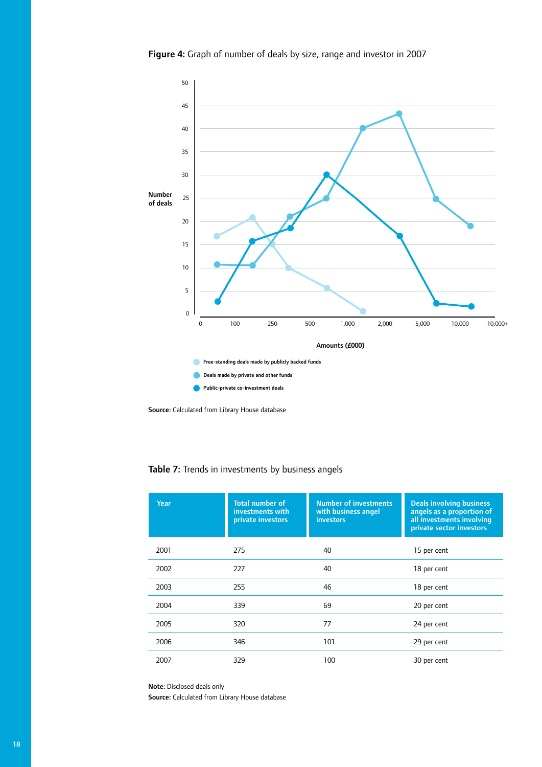**Figure 4:** Graph of number of deals by size, range and investor in 2007

Number of deals

Amounts (£000)

0, 100, 250, 500, 1,000, 2,000, 5,000, 10,000, 10,000+

- Free-standing deals made by publicly backed funds
- Deals made by private and other funds
- Public-private co-investment deals

**Source:** Calculated from Library House database

**Table 7:** Trends in investments by business angels

| Year | Total number of investments with private investors | Number of investments with business angel investors | Deals involving business angels as a proportion of all investments involving private sector investors |
|---|---|---|---|
| 2001 | 275 | 40 | 15 per cent |
| 2002 | 227 | 40 | 18 per cent |
| 2003 | 255 | 46 | 18 per cent |
| 2004 | 339 | 69 | 20 per cent |
| 2005 | 320 | 77 | 24 per cent |
| 2006 | 346 | 101 | 29 per cent |
| 2007 | 329 | 100 | 30 per cent |

**Note:** Disclosed deals only

**Source:** Calculated from Library House database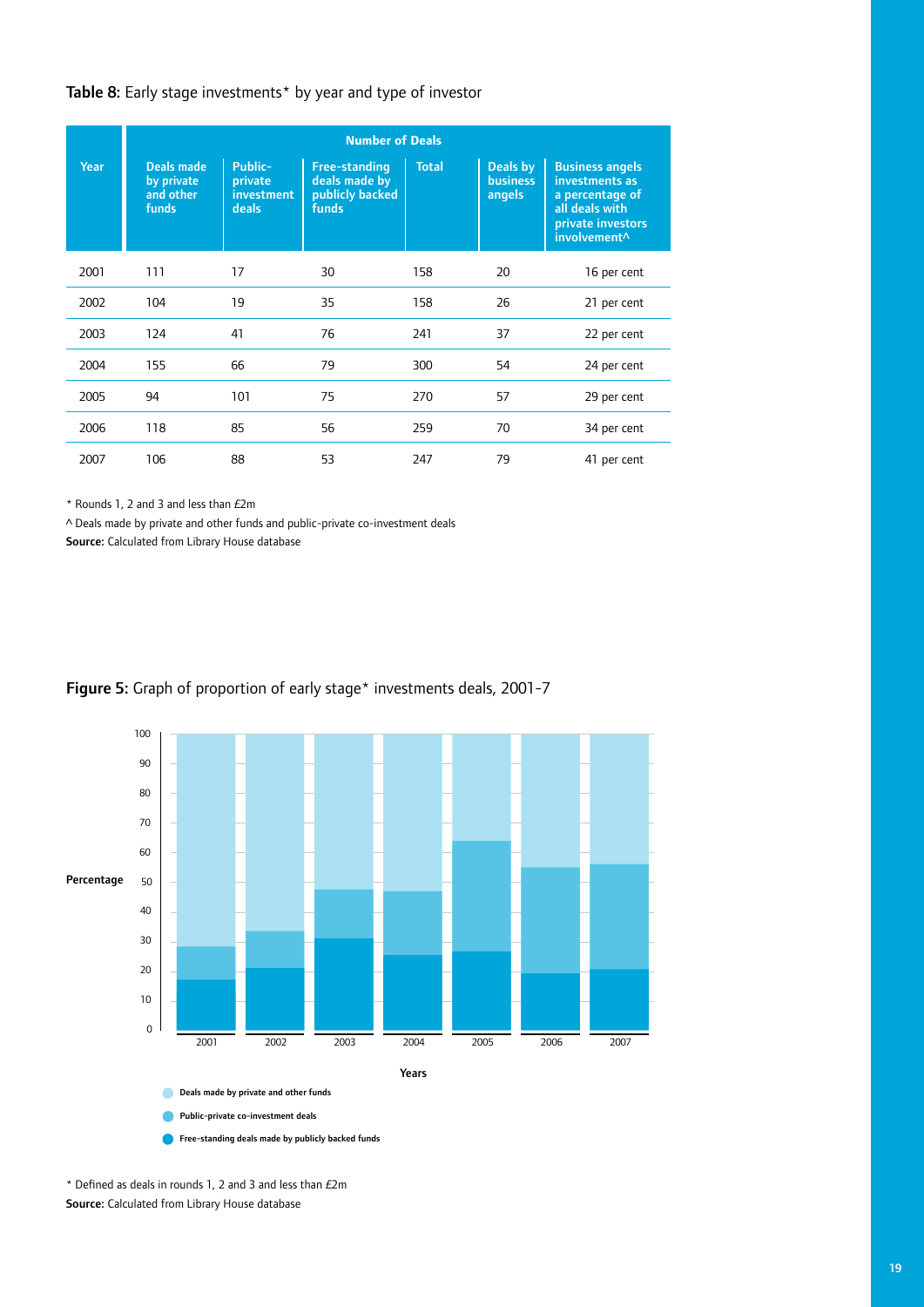**Table 8:** Early stage investments* by year and type of investor

| Year | Number of Deals | | | | | |
|---|---|---|---|---|---|---|
| | Deals made by private and other funds | Public-private investment deals | Free-standing deals made by publicly backed funds | Total | Deals by business angels | Business angels investments as a percentage of all deals with private investors involvement^ |
| 2001 | 111 | 17 | 30 | 158 | 20 | 16 per cent |
| 2002 | 104 | 19 | 35 | 158 | 26 | 21 per cent |
| 2003 | 124 | 41 | 76 | 241 | 37 | 22 per cent |
| 2004 | 155 | 66 | 79 | 300 | 54 | 24 per cent |
| 2005 | 94 | 101 | 75 | 270 | 57 | 29 per cent |
| 2006 | 118 | 85 | 56 | 259 | 70 | 34 per cent |
| 2007 | 106 | 88 | 53 | 247 | 79 | 41 per cent |

* Rounds 1, 2 and 3 and less than £2m

^ Deals made by private and other funds and public-private co-investment deals

**Source:** Calculated from Library House database

**Figure 5:** Graph of proportion of early stage* investments deals, 2001-7

* Defined as deals in rounds 1, 2 and 3 and less than £2m

**Source:** Calculated from Library House database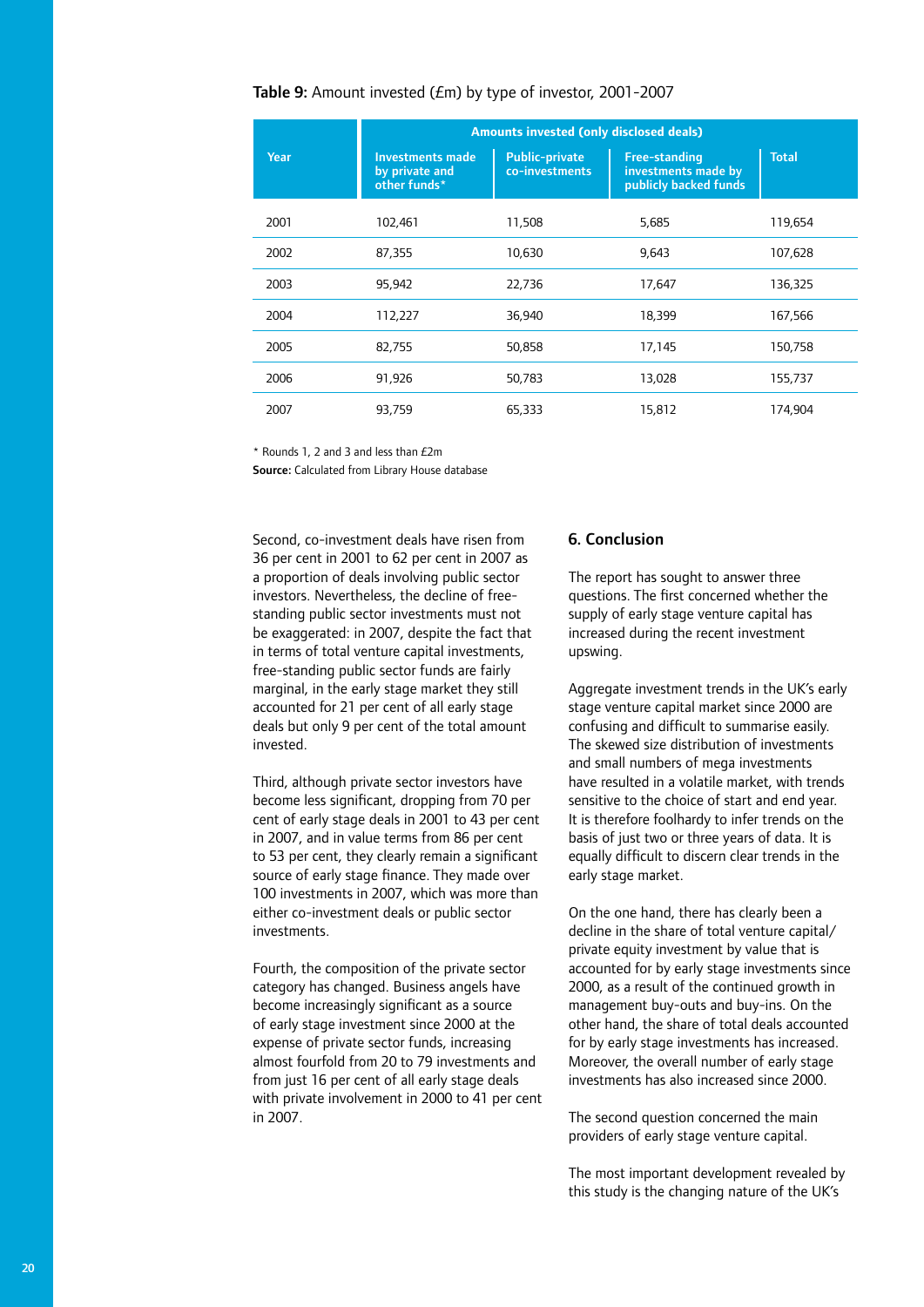**Table 9:** Amount invested (£m) by type of investor, 2001-2007

| Year | Amounts invested (only disclosed deals) | | | |
|---|---|---|---|---|
| | Investments made by private and other funds* | Public-private co-investments | Free-standing investments made by publicly backed funds | Total |
| 2001 | 102,461 | 11,508 | 5,685 | 119,654 |
| 2002 | 87,355 | 10,630 | 9,643 | 107,628 |
| 2003 | 95,942 | 22,736 | 17,647 | 136,325 |
| 2004 | 112,227 | 36,940 | 18,399 | 167,566 |
| 2005 | 82,755 | 50,858 | 17,145 | 150,758 |
| 2006 | 91,926 | 50,783 | 13,028 | 155,737 |
| 2007 | 93,759 | 65,333 | 15,812 | 174,904 |

* Rounds 1, 2 and 3 and less than £2m

**Source:** Calculated from Library House database

Second, co-investment deals have risen from 36 per cent in 2001 to 62 per cent in 2007 as a proportion of deals involving public sector investors. Nevertheless, the decline of free-standing public sector investments must not be exaggerated: in 2007, despite the fact that in terms of total venture capital investments, free-standing public sector funds are fairly marginal, in the early stage market they still accounted for 21 per cent of all early stage deals but only 9 per cent of the total amount invested.

Third, although private sector investors have become less significant, dropping from 70 per cent of early stage deals in 2001 to 43 per cent in 2007, and in value terms from 86 per cent to 53 per cent, they clearly remain a significant source of early stage finance. They made over 100 investments in 2007, which was more than either co-investment deals or public sector investments.

Fourth, the composition of the private sector category has changed. Business angels have become increasingly significant as a source of early stage investment since 2000 at the expense of private sector funds, increasing almost fourfold from 20 to 79 investments and from just 16 per cent of all early stage deals with private involvement in 2000 to 41 per cent in 2007.

## 6. Conclusion

The report has sought to answer three questions. The first concerned whether the supply of early stage venture capital has increased during the recent investment upswing.

Aggregate investment trends in the UK's early stage venture capital market since 2000 are confusing and difficult to summarise easily. The skewed size distribution of investments and small numbers of mega investments have resulted in a volatile market, with trends sensitive to the choice of start and end year. It is therefore foolhardy to infer trends on the basis of just two or three years of data. It is equally difficult to discern clear trends in the early stage market.

On the one hand, there has clearly been a decline in the share of total venture capital/private equity investment by value that is accounted for by early stage investments since 2000, as a result of the continued growth in management buy-outs and buy-ins. On the other hand, the share of total deals accounted for by early stage investments has increased. Moreover, the overall number of early stage investments has also increased since 2000.

The second question concerned the main providers of early stage venture capital.

The most important development revealed by this study is the changing nature of the UK's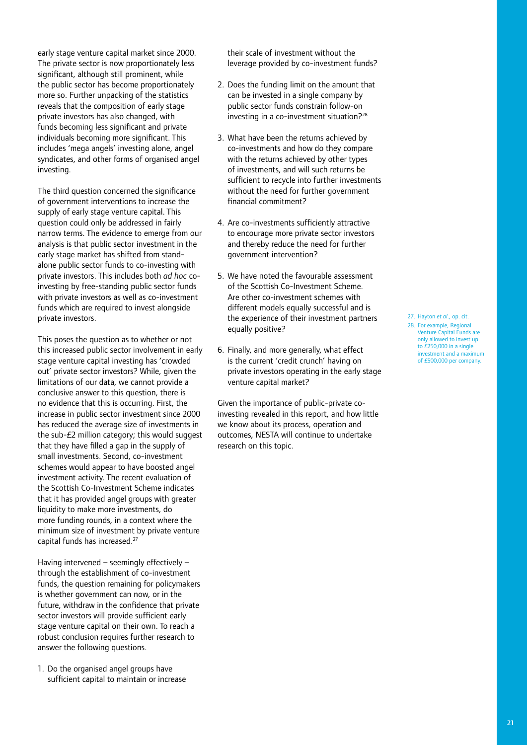early stage venture capital market since 2000. The private sector is now proportionately less significant, although still prominent, while the public sector has become proportionately more so. Further unpacking of the statistics reveals that the composition of early stage private investors has also changed, with funds becoming less significant and private individuals becoming more significant. This includes 'mega angels' investing alone, angel syndicates, and other forms of organised angel investing.

The third question concerned the significance of government interventions to increase the supply of early stage venture capital. This question could only be addressed in fairly narrow terms. The evidence to emerge from our analysis is that public sector investment in the early stage market has shifted from stand-alone public sector funds to co-investing with private investors. This includes both *ad hoc* co-investing by free-standing public sector funds with private investors as well as co-investment funds which are required to invest alongside private investors.

This poses the question as to whether or not this increased public sector involvement in early stage venture capital investing has 'crowded out' private sector investors? While, given the limitations of our data, we cannot provide a conclusive answer to this question, there is no evidence that this is occurring. First, the increase in public sector investment since 2000 has reduced the average size of investments in the sub-£2 million category; this would suggest that they have filled a gap in the supply of small investments. Second, co-investment schemes would appear to have boosted angel investment activity. The recent evaluation of the Scottish Co-Investment Scheme indicates that it has provided angel groups with greater liquidity to make more investments, do more funding rounds, in a context where the minimum size of investment by private venture capital funds has increased.[27]

Having intervened – seemingly effectively – through the establishment of co-investment funds, the question remaining for policymakers is whether government can now, or in the future, withdraw in the confidence that private sector investors will provide sufficient early stage venture capital on their own. To reach a robust conclusion requires further research to answer the following questions.

1. Do the organised angel groups have sufficient capital to maintain or increase their scale of investment without the leverage provided by co-investment funds?
2. Does the funding limit on the amount that can be invested in a single company by public sector funds constrain follow-on investing in a co-investment situation?[28]
3. What have been the returns achieved by co-investments and how do they compare with the returns achieved by other types of investments, and will such returns be sufficient to recycle into further investments without the need for further government financial commitment?
4. Are co-investments sufficiently attractive to encourage more private sector investors and thereby reduce the need for further government intervention?
5. We have noted the favourable assessment of the Scottish Co-Investment Scheme. Are other co-investment schemes with different models equally successful and is the experience of their investment partners equally positive?
6. Finally, and more generally, what effect is the current 'credit crunch' having on private investors operating in the early stage venture capital market?

Given the importance of public-private co-investing revealed in this report, and how little we know about its process, operation and outcomes, NESTA will continue to undertake research on this topic.

27. Hayton *et al*., op. cit.

28. For example, Regional Venture Capital Funds are only allowed to invest up to £250,000 in a single investment and a maximum of £500,000 per company.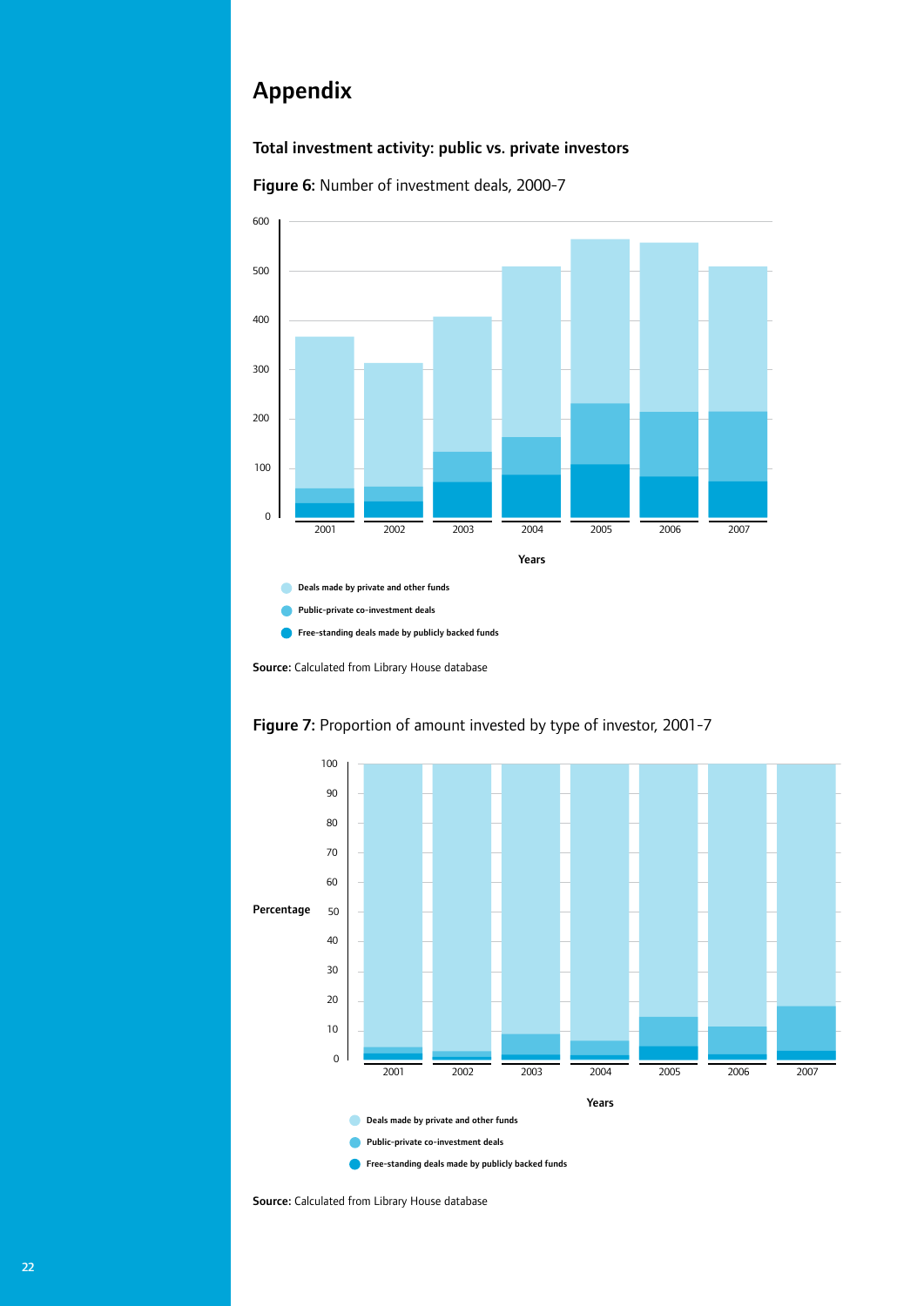# Appendix

## Total investment activity: public vs. private investors

**Figure 6:** Number of investment deals, 2000-7

Years

- Deals made by private and other funds
- Public-private co-investment deals
- Free-standing deals made by publicly backed funds

**Source:** Calculated from Library House database

**Figure 7:** Proportion of amount invested by type of investor, 2001-7

Percentage

Years

- Deals made by private and other funds
- Public-private co-investment deals
- Free-standing deals made by publicly backed funds

**Source:** Calculated from Library House database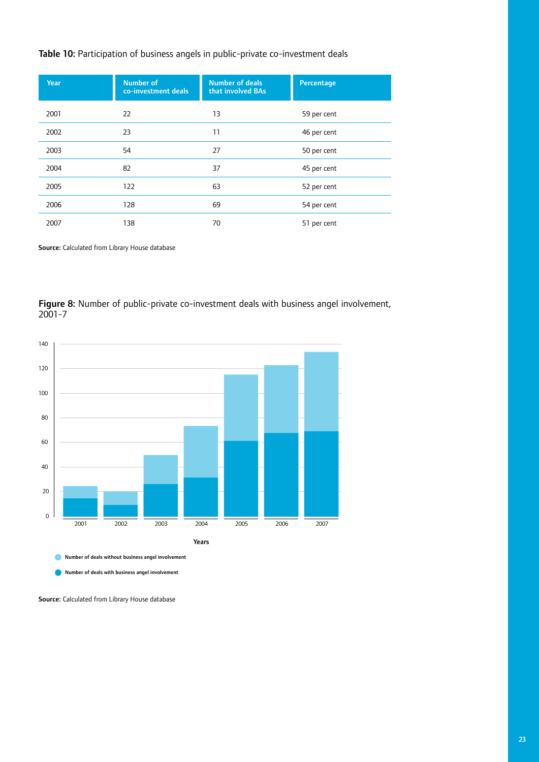**Table 10:** Participation of business angels in public-private co-investment deals

| Year | Number of co-investment deals | Number of deals that involved BAs | Percentage |
|---|---|---|---|
| 2001 | 22 | 13 | 59 per cent |
| 2002 | 23 | 11 | 46 per cent |
| 2003 | 54 | 27 | 50 per cent |
| 2004 | 82 | 37 | 45 per cent |
| 2005 | 122 | 63 | 52 per cent |
| 2006 | 128 | 69 | 54 per cent |
| 2007 | 138 | 70 | 51 per cent |

**Source:** Calculated from Library House database

**Figure 8:** Number of public-private co-investment deals with business angel involvement, 2001-7

**Source:** Calculated from Library House database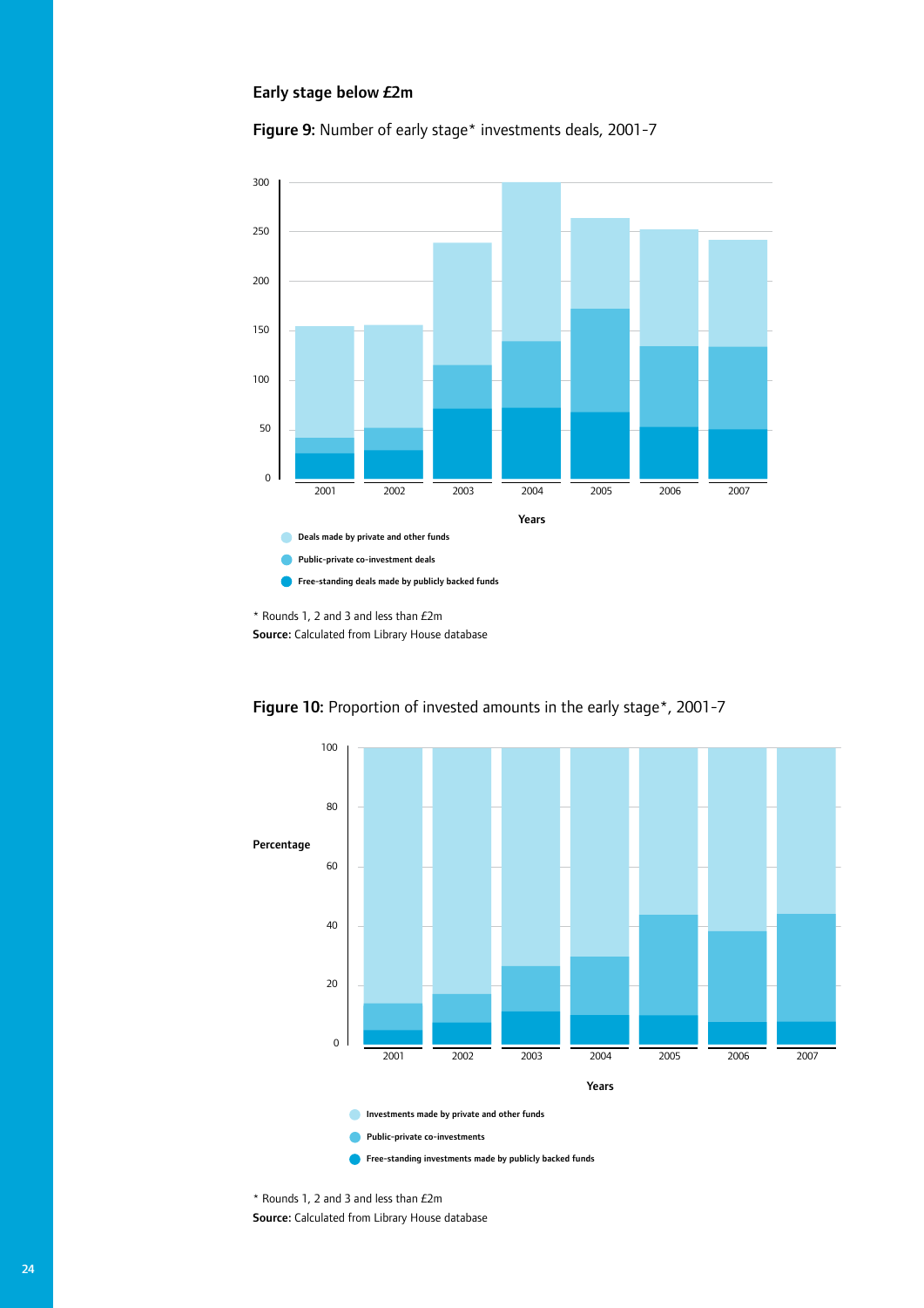## Early stage below £2m

**Figure 9:** Number of early stage* investments deals, 2001-7

\* Rounds 1, 2 and 3 and less than £2m
**Source:** Calculated from Library House database

**Figure 10:** Proportion of invested amounts in the early stage*, 2001-7

\* Rounds 1, 2 and 3 and less than £2m
**Source:** Calculated from Library House database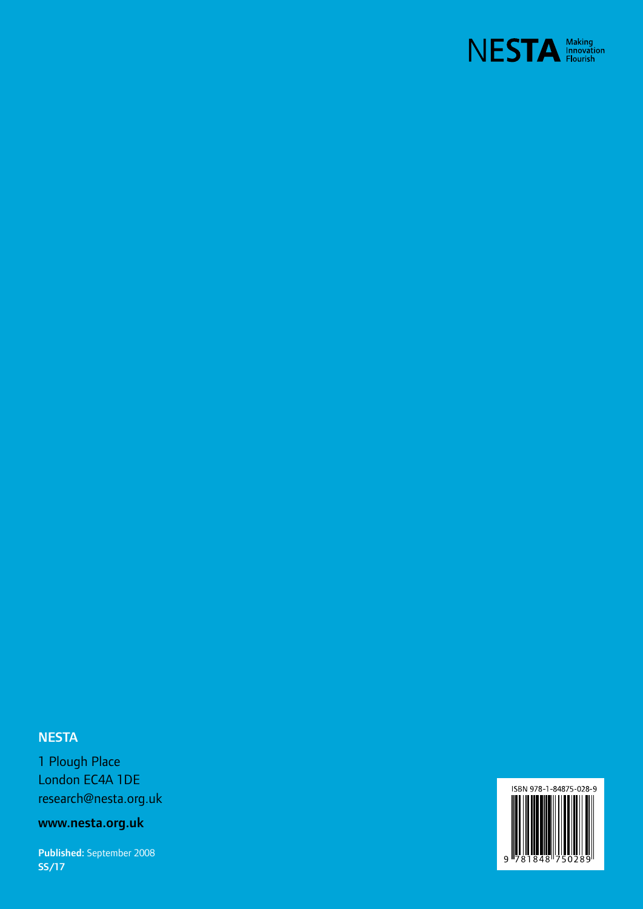NESTA Making Innovation Flourish

**NESTA**

1 Plough Place
London EC4A 1DE
research@nesta.org.uk

**www.nesta.org.uk**

**Published:** September 2008
**SS/17**

ISBN 978-1-84875-028-9